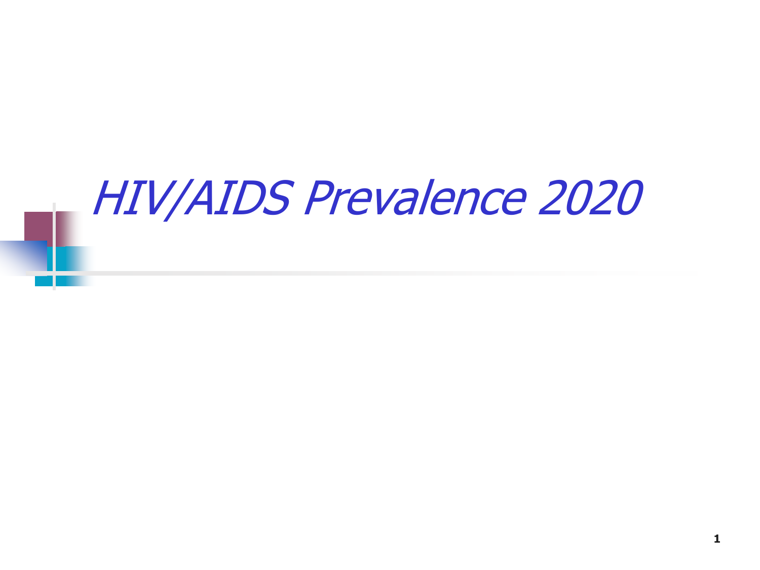# *HIV/AIDS Prevalence 2020*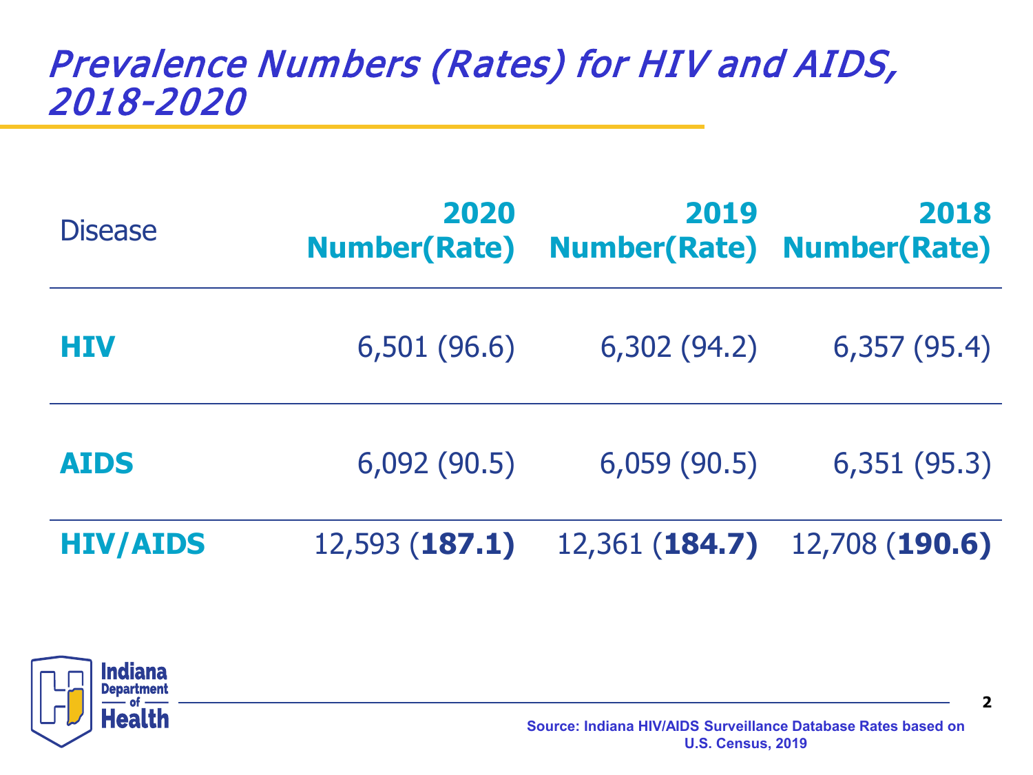# *Prevalence Numbers (Rates) for HIV and AIDS, 2018-2020*

| Disease | 2020 Number(Rate) | 2019 Number(Rate) | 2018 Number(Rate) |
|---|---|---|---|
| **HIV** | 6,501 (96.6) | 6,302 (94.2) | 6,357 (95.4) |
| **AIDS** | 6,092 (90.5) | 6,059 (90.5) | 6,351 (95.3) |
| **HIV/AIDS** | 12,593 (**187.1**) | 12,361 (**184.7**) | 12,708 (**190.6**) |

Indiana Department of Health

**Source: Indiana HIV/AIDS Surveillance Database Rates based on U.S. Census, 2019**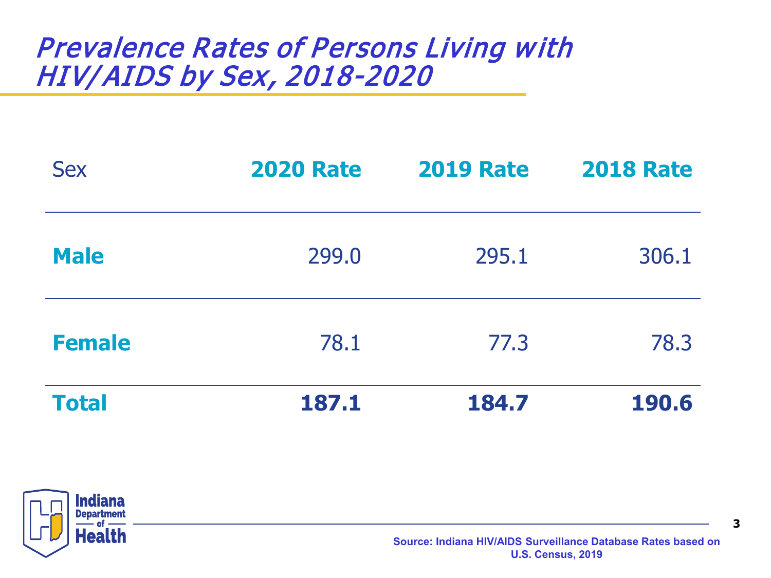# *Prevalence Rates of Persons Living with HIV/AIDS by Sex, 2018-2020*

| Sex | 2020 Rate | 2019 Rate | 2018 Rate |
|---|---|---|---|
| **Male** | 299.0 | 295.1 | 306.1 |
| **Female** | 78.1 | 77.3 | 78.3 |
| **Total** | **187.1** | **184.7** | **190.6** |

Indiana Department of Health

**Source: Indiana HIV/AIDS Surveillance Database Rates based on U.S. Census, 2019**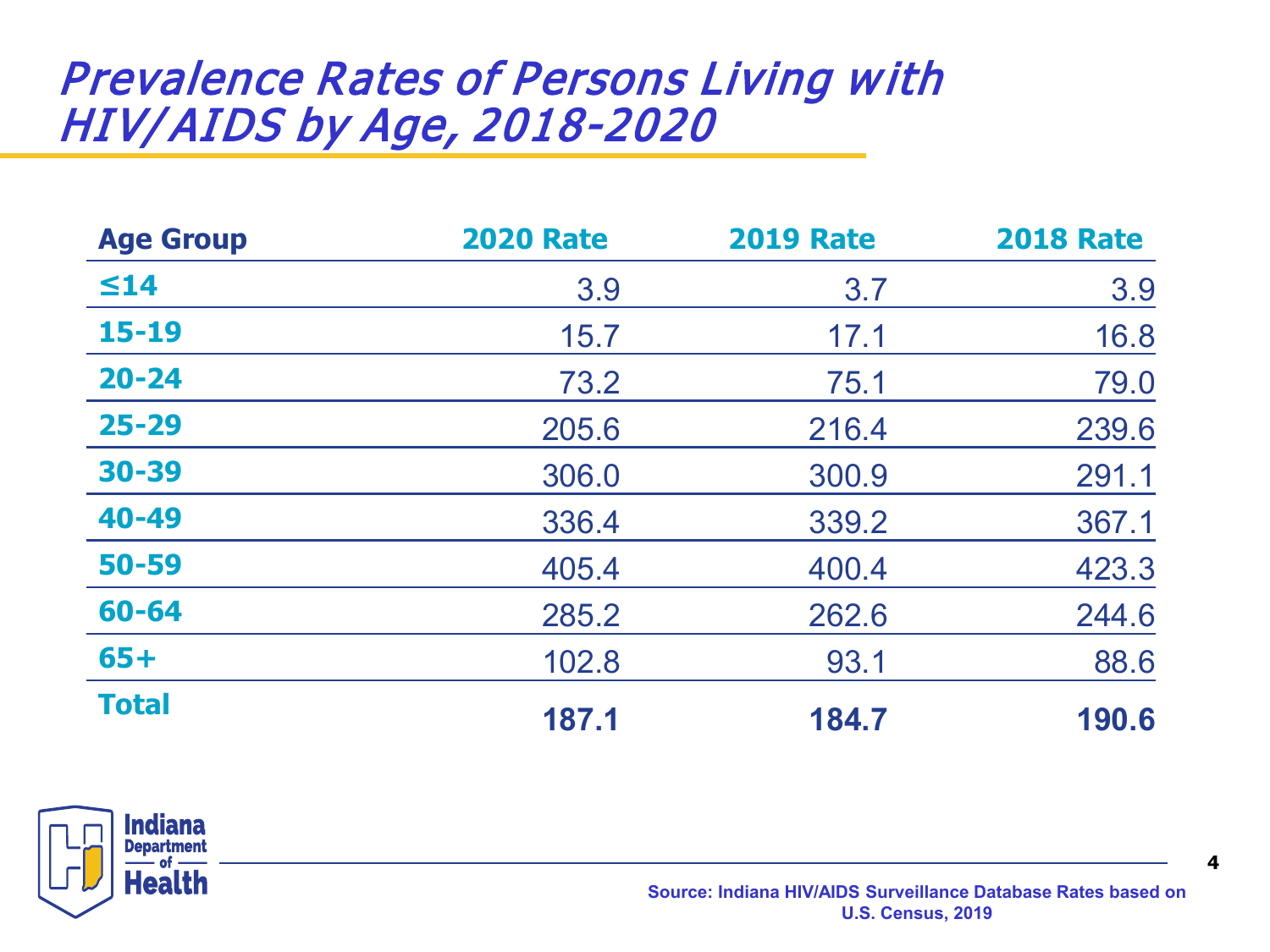# *Prevalence Rates of Persons Living with HIV/AIDS by Age, 2018-2020*

| Age Group | 2020 Rate | 2019 Rate | 2018 Rate |
|---|---|---|---|
| ≤14 | 3.9 | 3.7 | 3.9 |
| 15-19 | 15.7 | 17.1 | 16.8 |
| 20-24 | 73.2 | 75.1 | 79.0 |
| 25-29 | 205.6 | 216.4 | 239.6 |
| 30-39 | 306.0 | 300.9 | 291.1 |
| 40-49 | 336.4 | 339.2 | 367.1 |
| 50-59 | 405.4 | 400.4 | 423.3 |
| 60-64 | 285.2 | 262.6 | 244.6 |
| 65+ | 102.8 | 93.1 | 88.6 |
| **Total** | **187.1** | **184.7** | **190.6** |

Indiana Department of Health

**Source: Indiana HIV/AIDS Surveillance Database Rates based on U.S. Census, 2019**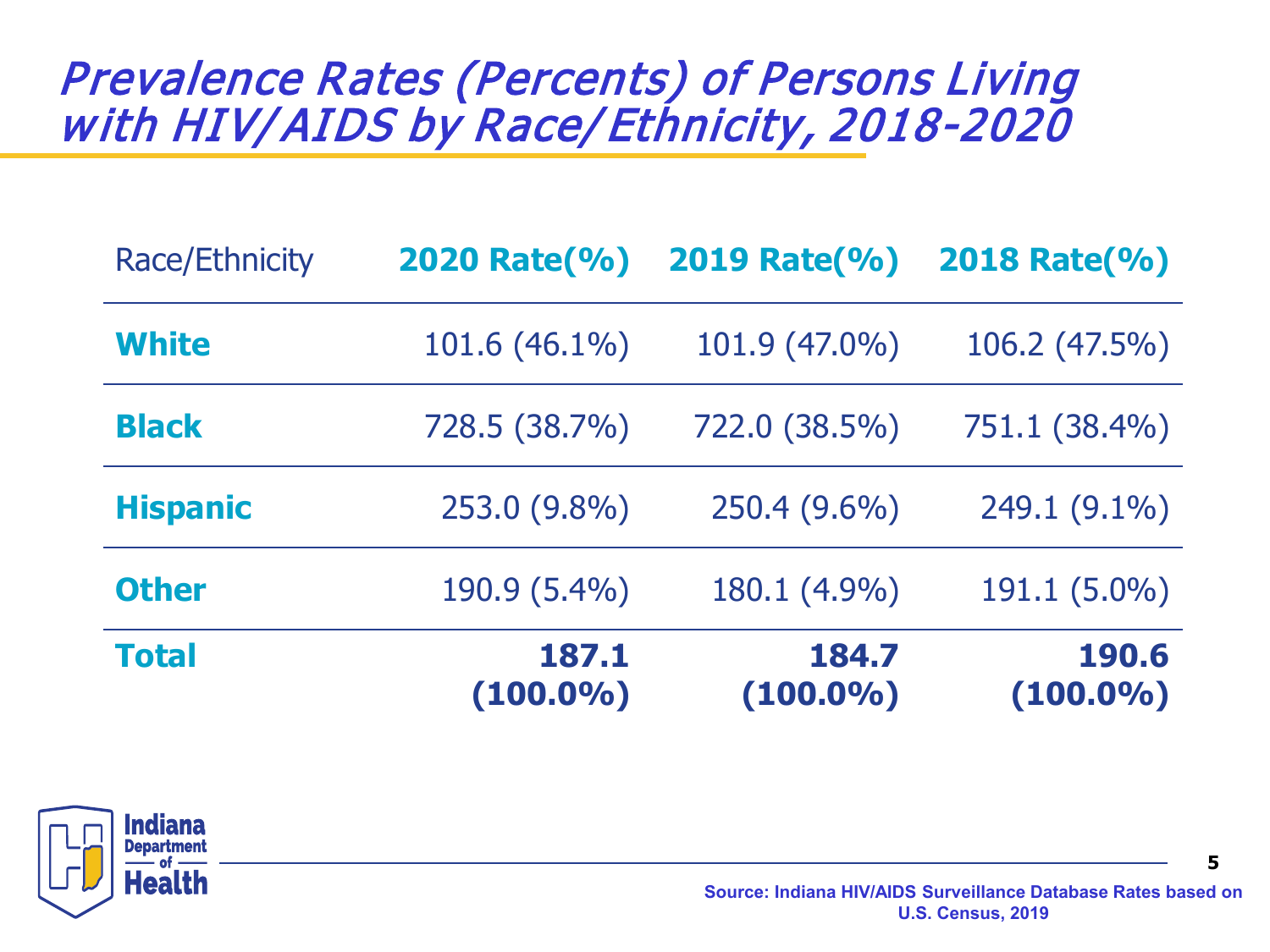# *Prevalence Rates (Percents) of Persons Living with HIV/AIDS by Race/Ethnicity, 2018-2020*

| Race/Ethnicity | 2020 Rate(%) | 2019 Rate(%) | 2018 Rate(%) |
|---|---|---|---|
| **White** | 101.6 (46.1%) | 101.9 (47.0%) | 106.2 (47.5%) |
| **Black** | 728.5 (38.7%) | 722.0 (38.5%) | 751.1 (38.4%) |
| **Hispanic** | 253.0 (9.8%) | 250.4 (9.6%) | 249.1 (9.1%) |
| **Other** | 190.9 (5.4%) | 180.1 (4.9%) | 191.1 (5.0%) |
| **Total** | **187.1 (100.0%)** | **184.7 (100.0%)** | **190.6 (100.0%)** |

Indiana Department of Health

**Source: Indiana HIV/AIDS Surveillance Database Rates based on U.S. Census, 2019**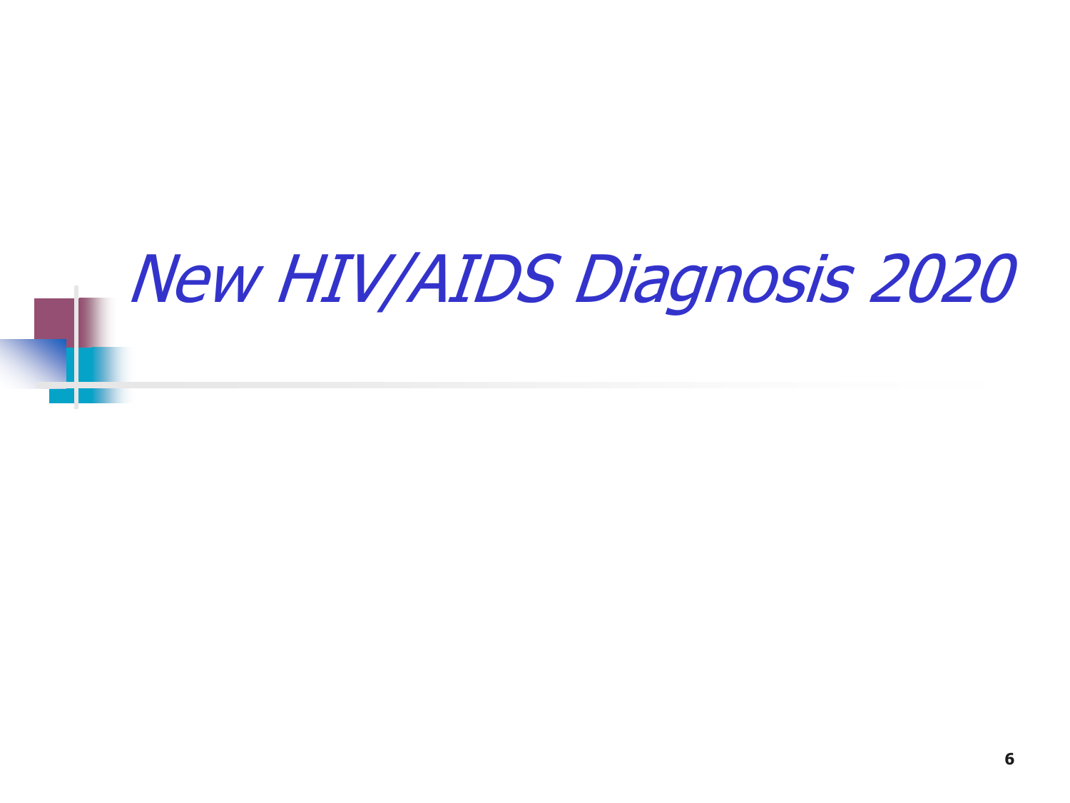# *New HIV/AIDS Diagnosis 2020*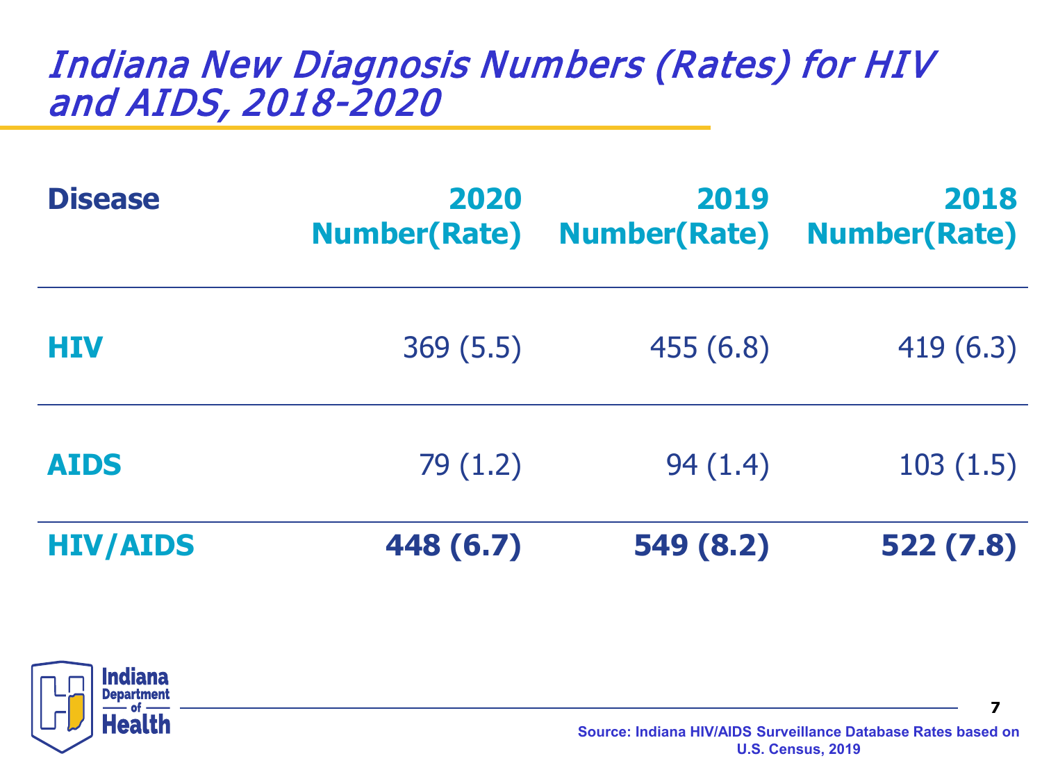# Indiana New Diagnosis Numbers (Rates) for HIV and AIDS, 2018-2020

| Disease | 2020 Number(Rate) | 2019 Number(Rate) | 2018 Number(Rate) |
|---|---|---|---|
| **HIV** | 369 (5.5) | 455 (6.8) | 419 (6.3) |
| **AIDS** | 79 (1.2) | 94 (1.4) | 103 (1.5) |
| **HIV/AIDS** | **448 (6.7)** | **549 (8.2)** | **522 (7.8)** |

Indiana Department of Health

**Source: Indiana HIV/AIDS Surveillance Database Rates based on U.S. Census, 2019**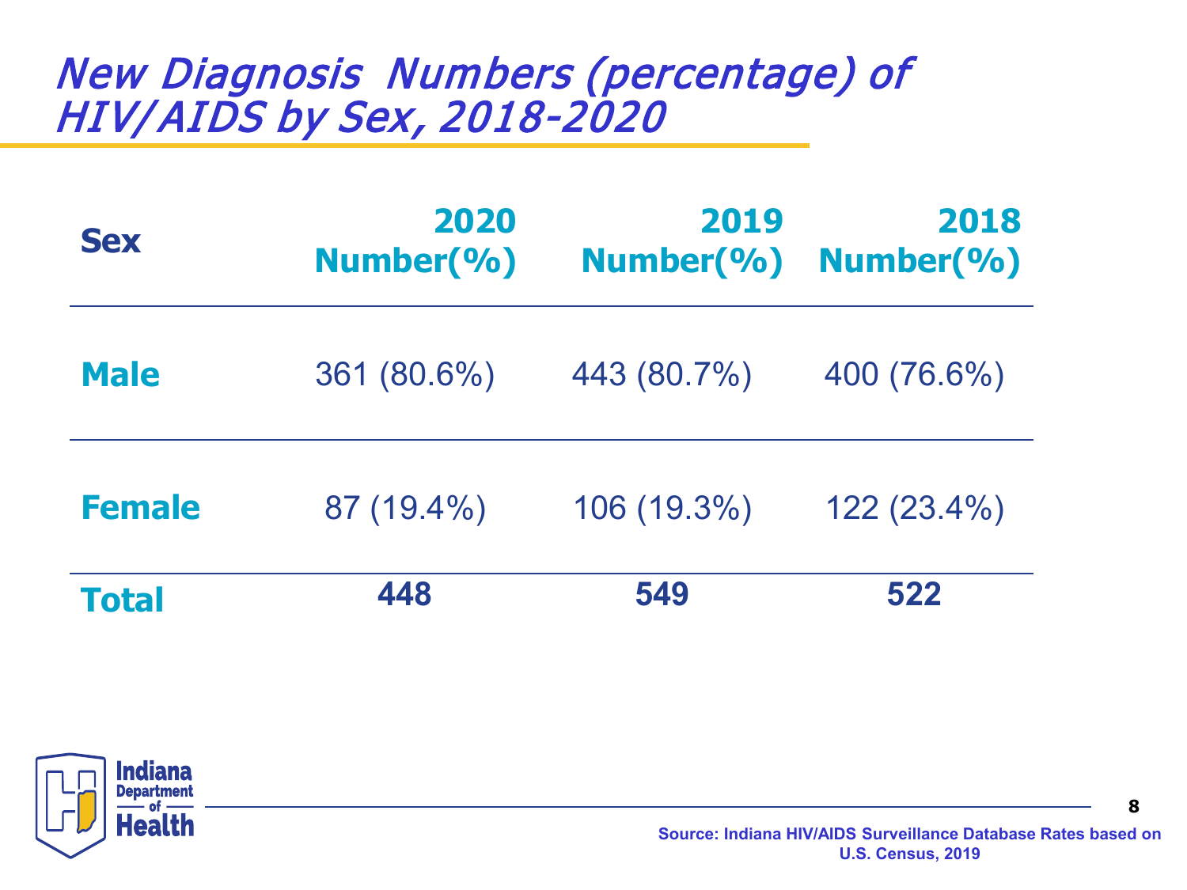# New Diagnosis Numbers (percentage) of HIV/AIDS by Sex, 2018-2020

| Sex | 2020 Number(%) | 2019 Number(%) | 2018 Number(%) |
|---|---|---|---|
| **Male** | 361 (80.6%) | 443 (80.7%) | 400 (76.6%) |
| **Female** | 87 (19.4%) | 106 (19.3%) | 122 (23.4%) |
| **Total** | **448** | **549** | **522** |

Indiana Department of Health

**Source: Indiana HIV/AIDS Surveillance Database Rates based on U.S. Census, 2019**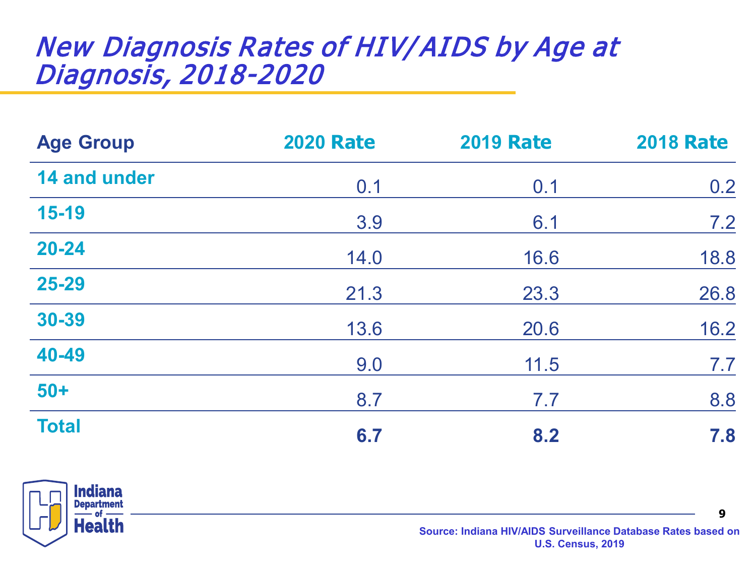# New Diagnosis Rates of HIV/AIDS by Age at Diagnosis, 2018-2020

| Age Group | 2020 Rate | 2019 Rate | 2018 Rate |
|---|---|---|---|
| 14 and under | 0.1 | 0.1 | 0.2 |
| 15-19 | 3.9 | 6.1 | 7.2 |
| 20-24 | 14.0 | 16.6 | 18.8 |
| 25-29 | 21.3 | 23.3 | 26.8 |
| 30-39 | 13.6 | 20.6 | 16.2 |
| 40-49 | 9.0 | 11.5 | 7.7 |
| 50+ | 8.7 | 7.7 | 8.8 |
| Total | **6.7** | **8.2** | **7.8** |

Source: Indiana HIV/AIDS Surveillance Database Rates based on U.S. Census, 2019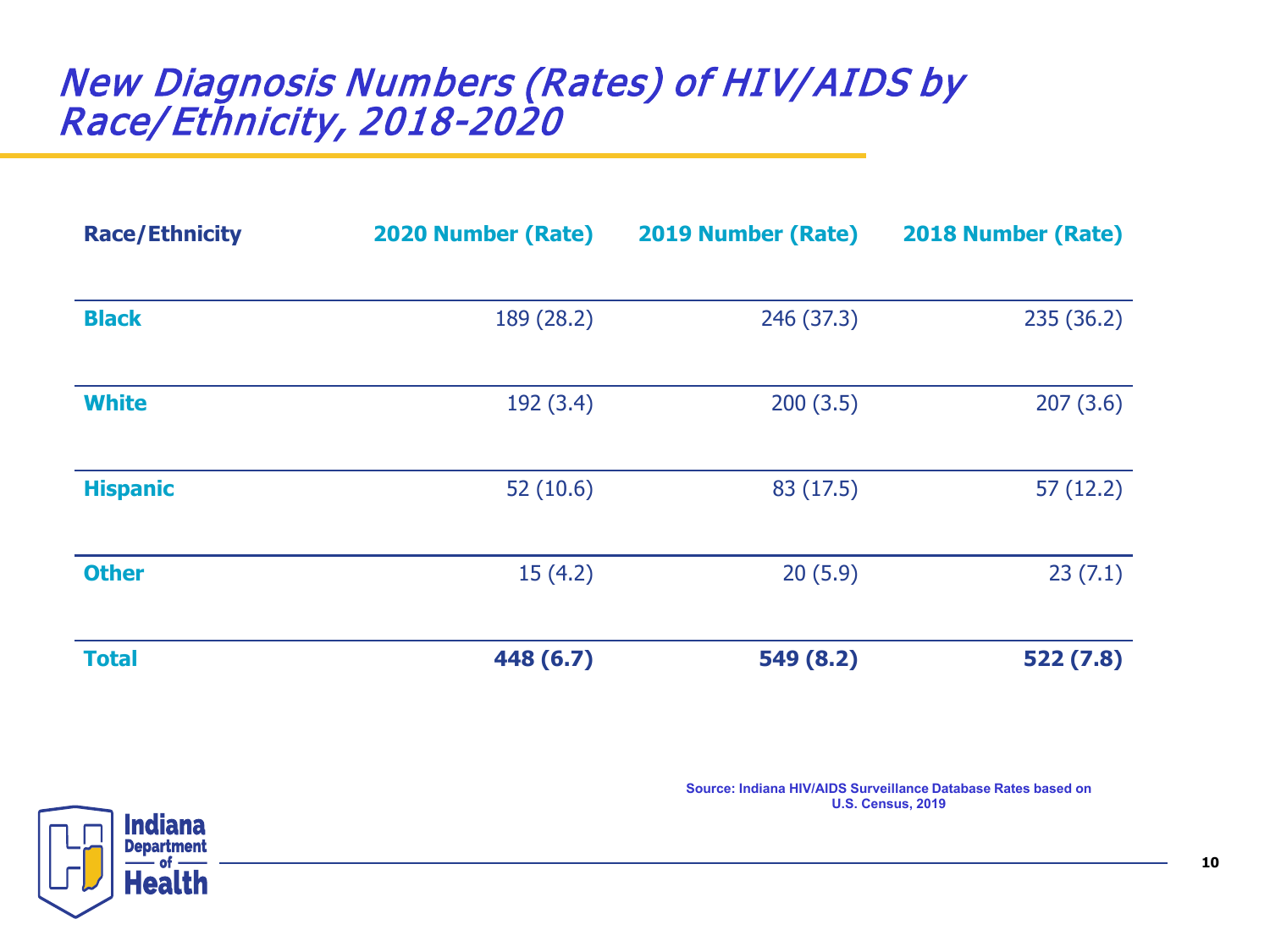# *New Diagnosis Numbers (Rates) of HIV/AIDS by Race/Ethnicity, 2018-2020*

| Race/Ethnicity | 2020 Number (Rate) | 2019 Number (Rate) | 2018 Number (Rate) |
|---|---|---|---|
| **Black** | 189 (28.2) | 246 (37.3) | 235 (36.2) |
| **White** | 192 (3.4) | 200 (3.5) | 207 (3.6) |
| **Hispanic** | 52 (10.6) | 83 (17.5) | 57 (12.2) |
| **Other** | 15 (4.2) | 20 (5.9) | 23 (7.1) |
| **Total** | **448 (6.7)** | **549 (8.2)** | **522 (7.8)** |

**Source: Indiana HIV/AIDS Surveillance Database Rates based on U.S. Census, 2019**

Indiana Department of Health